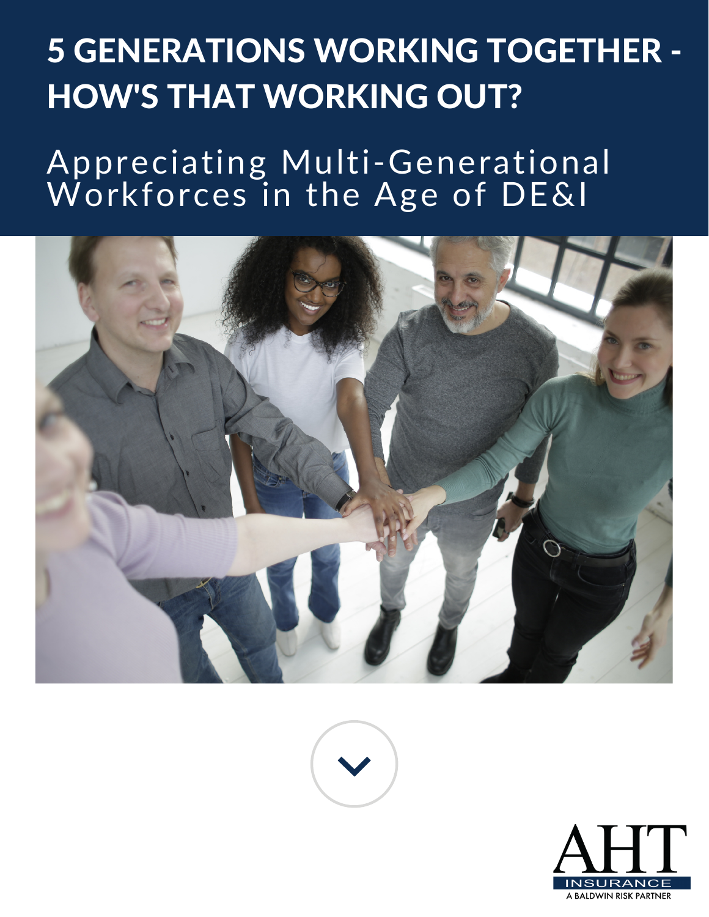# 5 GENERATIONS WORKING TOGETHER - HOW'S THAT WORKING OUT?

## Appreciating Multi-Generational Workforces in the Age of DE&I

AHT INSURANCE

A BALDWIN RISK PARTNER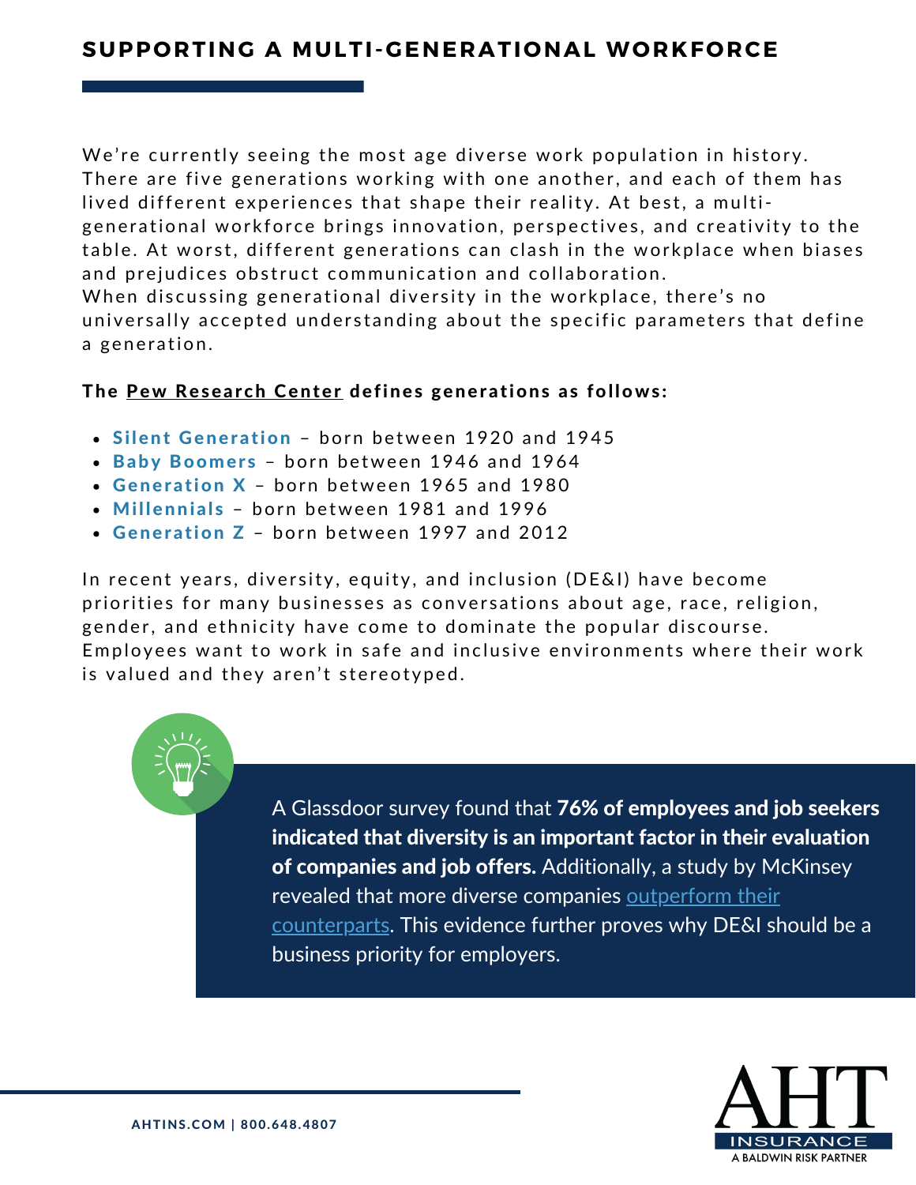## SUPPORTING A MULTI-GENERATIONAL WORKFORCE

We're currently seeing the most age diverse work population in history. There are five generations working with one another, and each of them has lived different experiences that shape their reality. At best, a multi-generational workforce brings innovation, perspectives, and creativity to the table. At worst, different generations can clash in the workplace when biases and prejudices obstruct communication and collaboration.

When discussing generational diversity in the workplace, there's no universally accepted understanding about the specific parameters that define a generation.

**The Pew Research Center defines generations as follows:**

- **Silent Generation** – born between 1920 and 1945
- **Baby Boomers** – born between 1946 and 1964
- **Generation X** – born between 1965 and 1980
- **Millennials** – born between 1981 and 1996
- **Generation Z** – born between 1997 and 2012

In recent years, diversity, equity, and inclusion (DE&I) have become priorities for many businesses as conversations about age, race, religion, gender, and ethnicity have come to dominate the popular discourse. Employees want to work in safe and inclusive environments where their work is valued and they aren't stereotyped.

A Glassdoor survey found that **76% of employees and job seekers indicated that diversity is an important factor in their evaluation of companies and job offers.** Additionally, a study by McKinsey revealed that more diverse companies outperform their counterparts. This evidence further proves why DE&I should be a business priority for employers.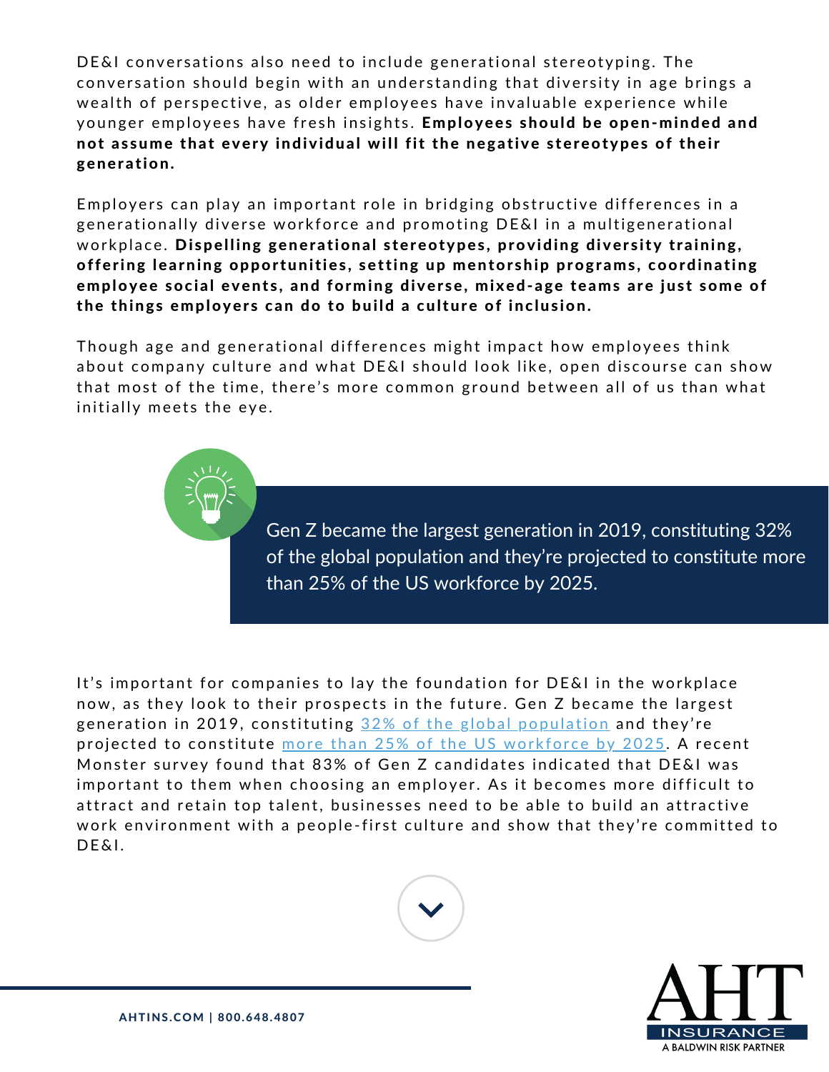DE&I conversations also need to include generational stereotyping. The conversation should begin with an understanding that diversity in age brings a wealth of perspective, as older employees have invaluable experience while younger employees have fresh insights. **Employees should be open-minded and not assume that every individual will fit the negative stereotypes of their generation.**

Employers can play an important role in bridging obstructive differences in a generationally diverse workforce and promoting DE&I in a multigenerational workplace. **Dispelling generational stereotypes, providing diversity training, offering learning opportunities, setting up mentorship programs, coordinating employee social events, and forming diverse, mixed-age teams are just some of the things employers can do to build a culture of inclusion.**

Though age and generational differences might impact how employees think about company culture and what DE&I should look like, open discourse can show that most of the time, there's more common ground between all of us than what initially meets the eye.

> Gen Z became the largest generation in 2019, constituting 32% of the global population and they're projected to constitute more than 25% of the US workforce by 2025.

It's important for companies to lay the foundation for DE&I in the workplace now, as they look to their prospects in the future. Gen Z became the largest generation in 2019, constituting 32% of the global population and they're projected to constitute more than 25% of the US workforce by 2025. A recent Monster survey found that 83% of Gen Z candidates indicated that DE&I was important to them when choosing an employer. As it becomes more difficult to attract and retain top talent, businesses need to be able to build an attractive work environment with a people-first culture and show that they're committed to DE&I.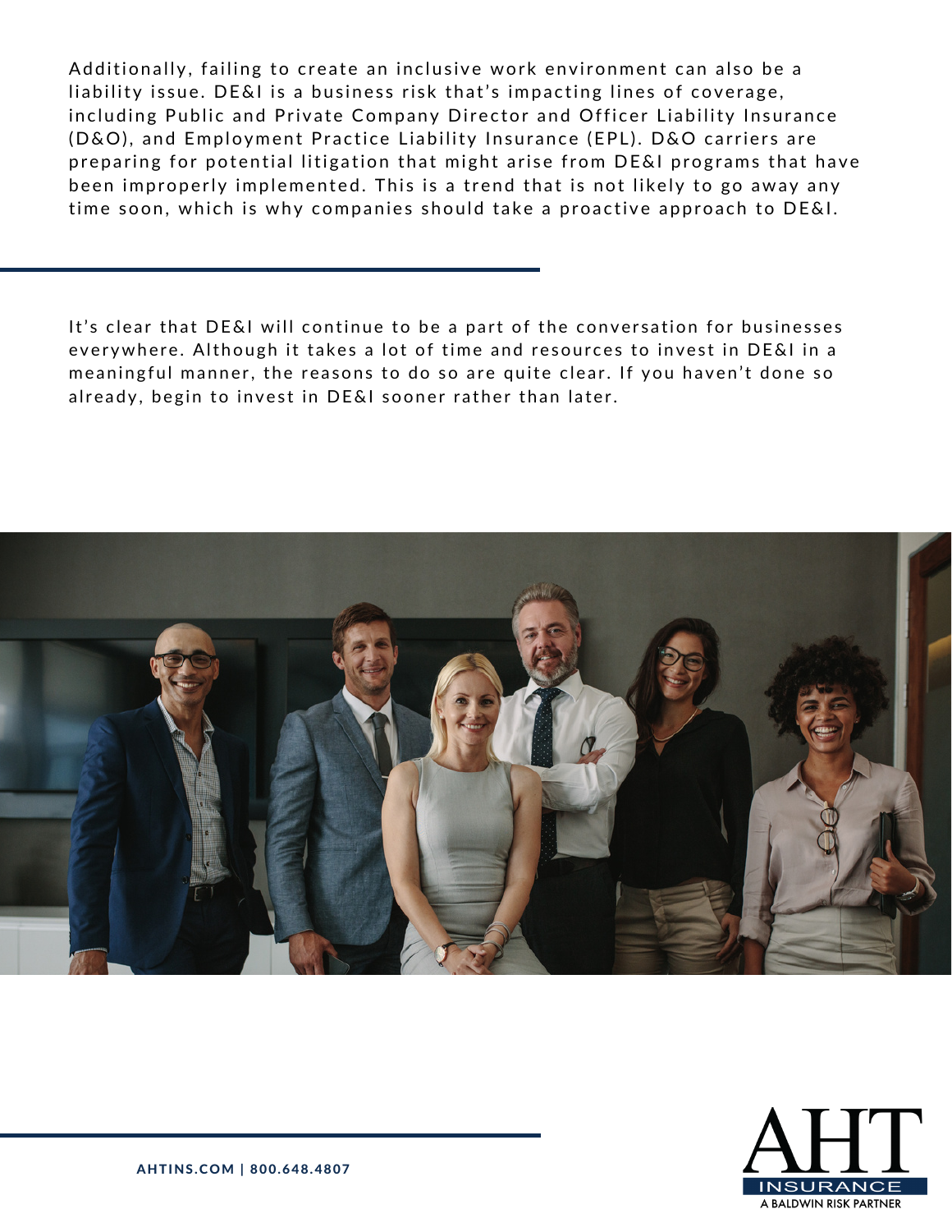Additionally, failing to create an inclusive work environment can also be a liability issue. DE&I is a business risk that's impacting lines of coverage, including Public and Private Company Director and Officer Liability Insurance (D&O), and Employment Practice Liability Insurance (EPL). D&O carriers are preparing for potential litigation that might arise from DE&I programs that have been improperly implemented. This is a trend that is not likely to go away any time soon, which is why companies should take a proactive approach to DE&I.

---

It's clear that DE&I will continue to be a part of the conversation for businesses everywhere. Although it takes a lot of time and resources to invest in DE&I in a meaningful manner, the reasons to do so are quite clear. If you haven't done so already, begin to invest in DE&I sooner rather than later.

---

**AHTINS.COM | 800.648.4807**

AHT INSURANCE
A BALDWIN RISK PARTNER